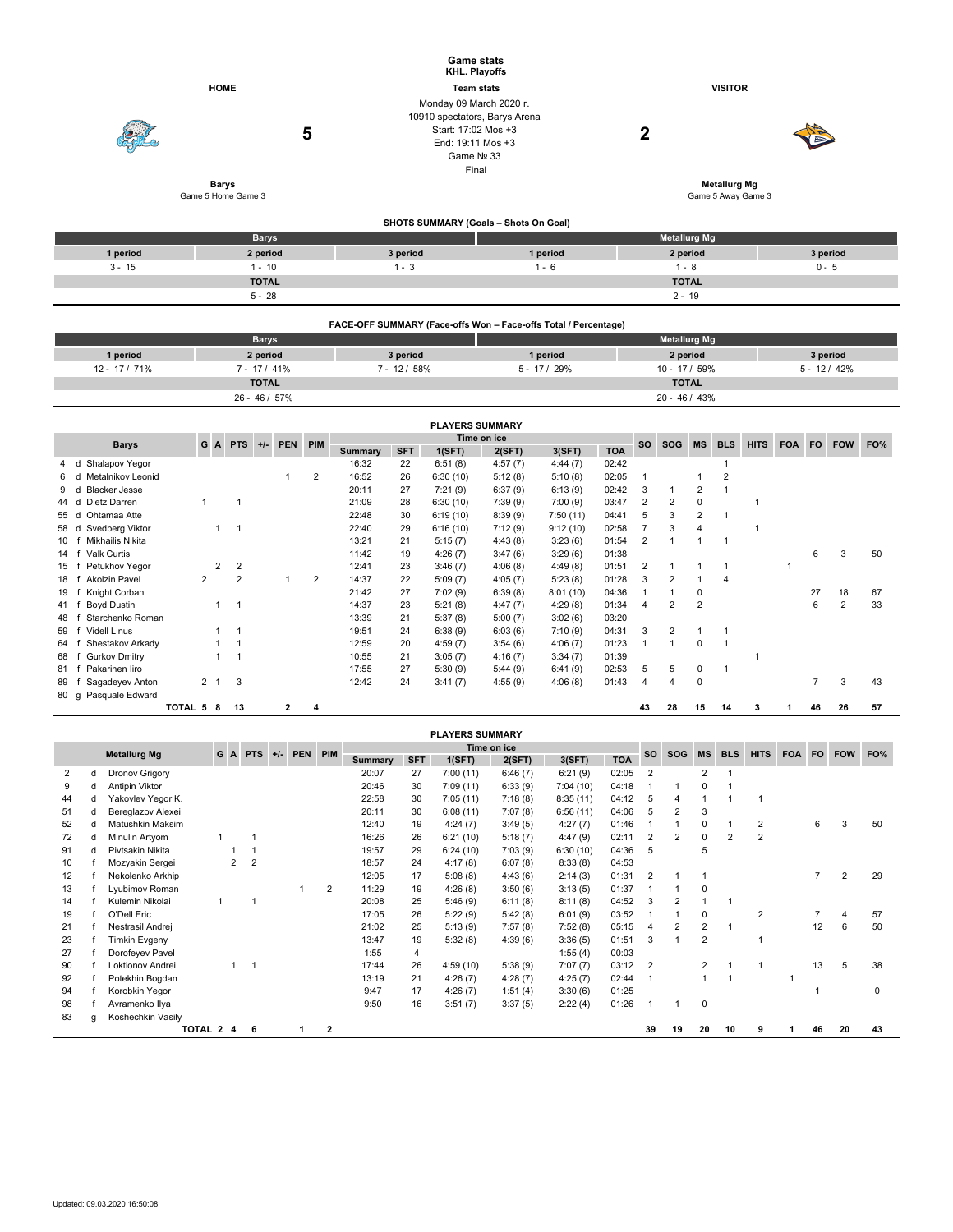# Game stats

**KHL. Playoffs**

| HOME | Team stats | VISITOR |
|---|---|---|
| **Barys** | Monday 09 March 2020 г. | **Metallurg Mg** |
| Game 5 Home Game 3 | 10910 spectators, Barys Arena | Game 5 Away Game 3 |
| **5** | Start: 17:02 Mos +3 | **2** |
| | End: 19:11 Mos +3 | |
| | Game № 33 | |
| | Final | |

## SHOTS SUMMARY (Goals – Shots On Goal)

| Barys | | | Metallurg Mg | | |
|---|---|---|---|---|---|
| 1 period | 2 period | 3 period | 1 period | 2 period | 3 period |
| 3 - 15 | 1 - 10 | 1 - 3 | 1 - 6 | 1 - 8 | 0 - 5 |
| TOTAL | | | TOTAL | | |
| 5 - 28 | | | 2 - 19 | | |

## FACE-OFF SUMMARY (Face-offs Won – Face-offs Total / Percentage)

| Barys | | | Metallurg Mg | | |
|---|---|---|---|---|---|
| 1 period | 2 period | 3 period | 1 period | 2 period | 3 period |
| 12 - 17 / 71% | 7 - 17 / 41% | 7 - 12 / 58% | 5 - 17 / 29% | 10 - 17 / 59% | 5 - 12 / 42% |
| TOTAL | | | TOTAL | | |
| 26 - 46 / 57% | | | 20 - 46 / 43% | | |

## PLAYERS SUMMARY

| # | Pos | Barys | G | A | PTS | +/- | PEN | PIM | Time on ice Summary | SFT | 1(SFT) | 2(SFT) | 3(SFT) | TOA | SO | SOG | MS | BLS | HITS | FOA | FO | FOW | FO% |
|---|---|---|---|---|---|---|---|---|---|---|---|---|---|---|---|---|---|---|---|---|---|---|---|
| 4 | d | Shalapov Yegor | | | | | | | 16:32 | 22 | 6:51 (8) | 4:57 (7) | 4:44 (7) | 02:42 | | | | 1 | | | | | |
| 6 | d | Metalnikov Leonid | | | | | 1 | 2 | 16:52 | 26 | 6:30 (10) | 5:12 (8) | 5:10 (8) | 02:05 | 1 | | 1 | 2 | | | | | |
| 9 | d | Blacker Jesse | | | | | | | 20:11 | 27 | 7:21 (9) | 6:37 (9) | 6:13 (9) | 02:42 | 3 | 1 | 2 | 1 | | | | | |
| 44 | d | Dietz Darren | 1 | | 1 | | | | 21:09 | 28 | 6:30 (10) | 7:39 (9) | 7:00 (9) | 03:47 | 2 | 2 | 0 | | 1 | | | | |
| 55 | d | Ohtamaa Atte | | | | | | | 22:48 | 30 | 6:19 (10) | 8:39 (9) | 7:50 (11) | 04:41 | 5 | 3 | 2 | 1 | | | | | |
| 58 | d | Svedberg Viktor | | 1 | 1 | | | | 22:40 | 29 | 6:16 (10) | 7:12 (9) | 9:12 (10) | 02:58 | 7 | 3 | 4 | | 1 | | | | |
| 10 | f | Mikhailis Nikita | | | | | | | 13:21 | 21 | 5:15 (7) | 4:43 (8) | 3:23 (6) | 01:54 | 2 | 1 | 1 | 1 | | | | | |
| 14 | f | Valk Curtis | | | | | | | 11:42 | 19 | 4:26 (7) | 3:47 (6) | 3:29 (6) | 01:38 | | | | | | | 6 | 3 | 50 |
| 15 | f | Petukhov Yegor | | 2 | 2 | | | | 12:41 | 23 | 3:46 (7) | 4:06 (8) | 4:49 (8) | 01:51 | 2 | 1 | 1 | 1 | | 1 | | | |
| 18 | f | Akolzin Pavel | 2 | | 2 | | 1 | 2 | 14:37 | 22 | 5:09 (7) | 4:05 (7) | 5:23 (8) | 01:28 | 3 | 2 | 1 | 4 | | | | | |
| 19 | f | Knight Corban | | | | | | | 21:42 | 27 | 7:02 (9) | 6:39 (8) | 8:01 (10) | 04:36 | 1 | 1 | 0 | | | | 27 | 18 | 67 |
| 41 | f | Boyd Dustin | | 1 | 1 | | | | 14:37 | 23 | 5:21 (8) | 4:47 (7) | 4:29 (8) | 01:34 | 4 | 2 | 2 | | | | 6 | 2 | 33 |
| 48 | f | Starchenko Roman | | | | | | | 13:39 | 21 | 5:37 (8) | 5:00 (7) | 3:02 (6) | 03:20 | | | | | | | | | |
| 59 | f | Videll Linus | | 1 | 1 | | | | 19:51 | 24 | 6:38 (9) | 6:03 (6) | 7:10 (9) | 04:31 | 3 | 2 | 1 | 1 | | | | | |
| 64 | f | Shestakov Arkady | | 1 | 1 | | | | 12:59 | 20 | 4:59 (7) | 3:54 (6) | 4:06 (7) | 01:23 | 1 | 1 | 0 | 1 | | | | | |
| 68 | f | Gurkov Dmitry | | 1 | 1 | | | | 10:55 | 21 | 3:05 (7) | 4:16 (7) | 3:34 (7) | 01:39 | | | | | 1 | | | | |
| 81 | f | Pakarinen Iiro | | | | | | | 17:55 | 27 | 5:30 (9) | 5:44 (9) | 6:41 (9) | 02:53 | 5 | 5 | 0 | 1 | | | | | |
| 89 | f | Sagadeyev Anton | 2 | 1 | 3 | | | | 12:42 | 24 | 3:41 (7) | 4:55 (9) | 4:06 (8) | 01:43 | 4 | 4 | 0 | | | | 7 | 3 | 43 |
| 80 | g | Pasquale Edward | | | | | | | | | | | | | | | | | | | | | |
| | | TOTAL | 5 | 8 | 13 | | 2 | 4 | | | | | | | 43 | 28 | 15 | 14 | 3 | 1 | 46 | 26 | 57 |

## PLAYERS SUMMARY

| # | Pos | Metallurg Mg | G | A | PTS | +/- | PEN | PIM | Time on ice Summary | SFT | 1(SFT) | 2(SFT) | 3(SFT) | TOA | SO | SOG | MS | BLS | HITS | FOA | FO | FOW | FO% |
|---|---|---|---|---|---|---|---|---|---|---|---|---|---|---|---|---|---|---|---|---|---|---|---|
| 2 | d | Dronov Grigory | | | | | | | 20:07 | 27 | 7:00 (11) | 6:46 (7) | 6:21 (9) | 02:05 | 2 | | 2 | 1 | | | | | |
| 9 | d | Antipin Viktor | | | | | | | 20:46 | 30 | 7:09 (11) | 6:33 (9) | 7:04 (10) | 04:18 | 1 | 1 | 0 | 1 | | | | | |
| 44 | d | Yakovlev Yegor K. | | | | | | | 22:58 | 30 | 7:05 (11) | 7:18 (8) | 8:35 (11) | 04:12 | 5 | 4 | 1 | 1 | 1 | | | | |
| 51 | d | Bereglazov Alexei | | | | | | | 20:11 | 30 | 6:08 (11) | 7:07 (8) | 6:56 (11) | 04:06 | 5 | 2 | 3 | | | | | | |
| 52 | d | Matushkin Maksim | | | | | | | 12:40 | 19 | 4:24 (7) | 3:49 (5) | 4:27 (7) | 01:46 | 1 | 1 | 0 | 1 | 2 | | 6 | 3 | 50 |
| 72 | d | Minulin Artyom | 1 | | 1 | | | | 16:26 | 26 | 6:21 (10) | 5:18 (7) | 4:47 (9) | 02:11 | 2 | 2 | 0 | 2 | 2 | | | | |
| 91 | d | Pivtsakin Nikita | | 1 | 1 | | | | 19:57 | 29 | 6:24 (10) | 7:03 (9) | 6:30 (10) | 04:36 | 5 | | 5 | | | | | | |
| 10 | f | Mozyakin Sergei | | 2 | 2 | | | | 18:57 | 24 | 4:17 (8) | 6:07 (8) | 8:33 (8) | 04:53 | | | | | | | | | |
| 12 | f | Nekolenko Arkhip | | | | | | | 12:05 | 17 | 5:08 (8) | 4:43 (6) | 2:14 (3) | 01:31 | 2 | 1 | 1 | | | | 7 | 2 | 29 |
| 13 | f | Lyubimov Roman | | | | | 1 | 2 | 11:29 | 19 | 4:26 (8) | 3:50 (6) | 3:13 (5) | 01:37 | 1 | 1 | 0 | | | | | | |
| 14 | f | Kulemin Nikolai | 1 | | 1 | | | | 20:08 | 25 | 5:46 (9) | 6:11 (8) | 8:11 (8) | 04:52 | 3 | 2 | 1 | 1 | | | | | |
| 19 | f | O'Dell Eric | | | | | | | 17:05 | 26 | 5:22 (9) | 5:42 (8) | 6:01 (9) | 03:52 | 1 | 1 | 0 | | 2 | | 7 | 4 | 57 |
| 21 | f | Nestrasil Andrej | | | | | | | 21:02 | 25 | 5:13 (9) | 7:57 (8) | 7:52 (8) | 05:15 | 4 | 2 | 2 | 1 | | | 12 | 6 | 50 |
| 23 | f | Timkin Evgeny | | | | | | | 13:47 | 19 | 5:32 (8) | 4:39 (6) | 3:36 (5) | 01:51 | 3 | 1 | 2 | | 1 | | | | |
| 27 | f | Dorofeyev Pavel | | | | | | | 1:55 | 4 | | | 1:55 (4) | 00:03 | | | | | | | | | |
| 90 | f | Loktionov Andrei | | 1 | 1 | | | | 17:44 | 26 | 4:59 (10) | 5:38 (9) | 7:07 (7) | 03:12 | 2 | | 2 | 1 | 1 | | 13 | 5 | 38 |
| 92 | f | Potekhin Bogdan | | | | | | | 13:19 | 21 | 4:26 (7) | 4:28 (7) | 4:25 (7) | 02:44 | 1 | | 1 | 1 | | 1 | | | |
| 94 | f | Korobkin Yegor | | | | | | | 9:47 | 17 | 4:26 (7) | 1:51 (4) | 3:30 (6) | 01:25 | | | | | | | 1 | | 0 |
| 98 | f | Avramenko Ilya | | | | | | | 9:50 | 16 | 3:51 (7) | 3:37 (5) | 2:22 (4) | 01:26 | 1 | 1 | 0 | | | | | | |
| 83 | g | Koshechkin Vasily | | | | | | | | | | | | | | | | | | | | | |
| | | TOTAL | 2 | 4 | 6 | | 1 | 2 | | | | | | | 39 | 19 | 20 | 10 | 9 | 1 | 46 | 20 | 43 |

Updated: 09.03.2020 16:50:08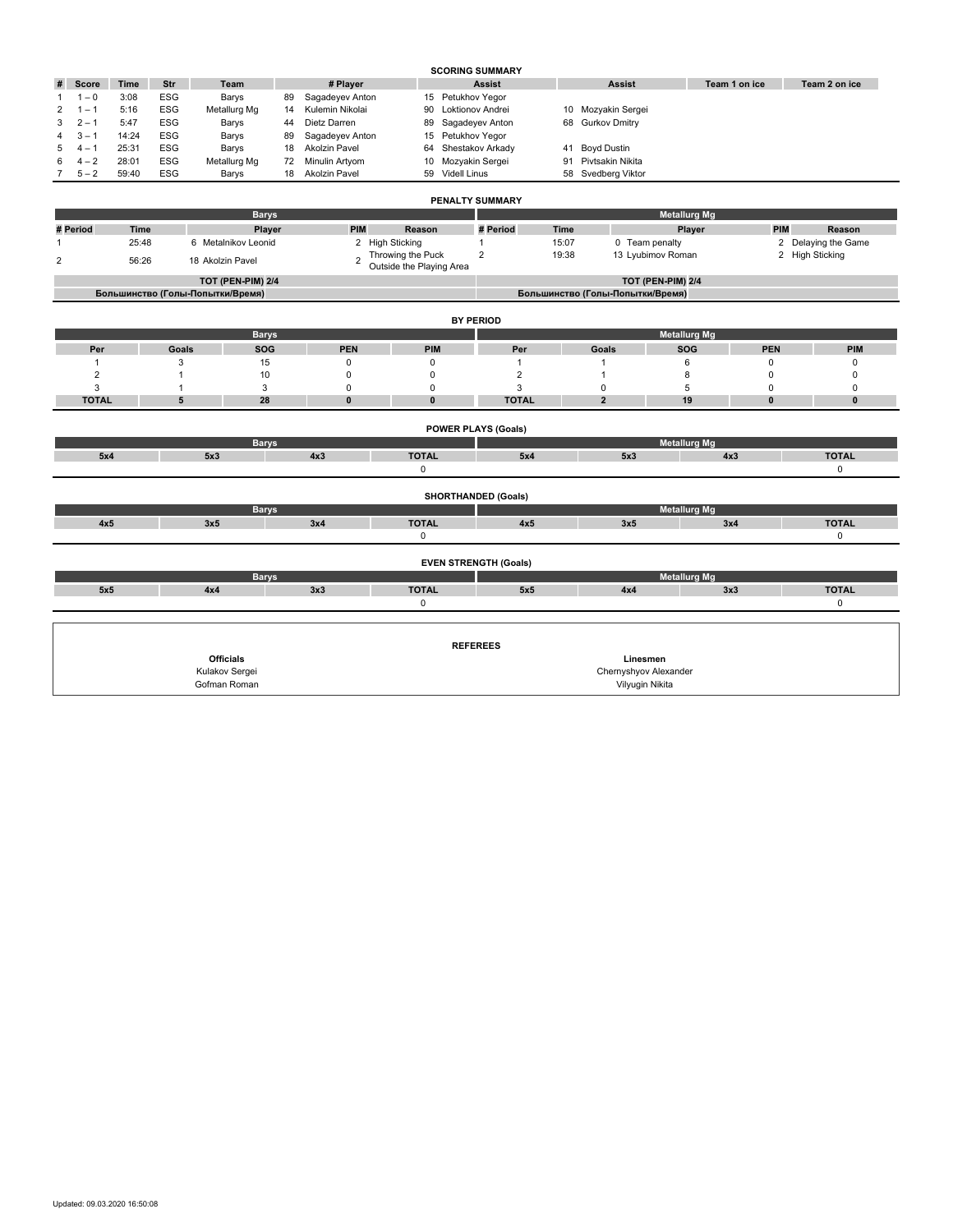## SCORING SUMMARY

| # | Score | Time | Str | Team | # Player | Assist | Assist | Team 1 on ice | Team 2 on ice |
|---|---|---|---|---|---|---|---|---|---|
| 1 | 1 – 0 | 3:08 | ESG | Barys | 89 Sagadeyev Anton | 15 Petukhov Yegor | | | |
| 2 | 1 – 1 | 5:16 | ESG | Metallurg Mg | 14 Kulemin Nikolai | 90 Loktionov Andrei | 10 Mozyakin Sergei | | |
| 3 | 2 – 1 | 5:47 | ESG | Barys | 44 Dietz Darren | 89 Sagadeyev Anton | 68 Gurkov Dmitry | | |
| 4 | 3 – 1 | 14:24 | ESG | Barys | 89 Sagadeyev Anton | 15 Petukhov Yegor | | | |
| 5 | 4 – 1 | 25:31 | ESG | Barys | 18 Akolzin Pavel | 64 Shestakov Arkady | 41 Boyd Dustin | | |
| 6 | 4 – 2 | 28:01 | ESG | Metallurg Mg | 72 Minulin Artyom | 10 Mozyakin Sergei | 91 Pivtsakin Nikita | | |
| 7 | 5 – 2 | 59:40 | ESG | Barys | 18 Akolzin Pavel | 59 Videll Linus | 58 Svedberg Viktor | | |

## PENALTY SUMMARY

| Barys | | | | | Metallurg Mg | | | | |
|---|---|---|---|---|---|---|---|---|---|
| # Period | Time | Player | PIM | Reason | # Period | Time | Player | PIM | Reason |
| 1 | 25:48 | 6 Metalnikov Leonid | 2 | High Sticking | 1 | 15:07 | 0 Team penalty | 2 | Delaying the Game |
| 2 | 56:26 | 18 Akolzin Pavel | 2 | Throwing the Puck Outside the Playing Area | 2 | 19:38 | 13 Lyubimov Roman | 2 | High Sticking |
| TOT (PEN-PIM) 2/4 | | | | | TOT (PEN-PIM) 2/4 | | | | |
| Большинство (Голы-Попытки/Время) | | | | | Большинство (Голы-Попытки/Время) | | | | |

## BY PERIOD

| Barys | | | | | Metallurg Mg | | | | |
|---|---|---|---|---|---|---|---|---|---|
| Per | Goals | SOG | PEN | PIM | Per | Goals | SOG | PEN | PIM |
| 1 | 3 | 15 | 0 | 0 | 1 | 1 | 6 | 0 | 0 |
| 2 | 1 | 10 | 0 | 0 | 2 | 1 | 8 | 0 | 0 |
| 3 | 1 | 3 | 0 | 0 | 3 | 0 | 5 | 0 | 0 |
| **TOTAL** | **5** | **28** | **0** | **0** | **TOTAL** | **2** | **19** | **0** | **0** |

## POWER PLAYS (Goals)

| Barys | | | | Metallurg Mg | | | |
|---|---|---|---|---|---|---|---|
| 5x4 | 5x3 | 4x3 | TOTAL | 5x4 | 5x3 | 4x3 | TOTAL |
| | | | 0 | | | | 0 |

## SHORTHANDED (Goals)

| Barys | | | | Metallurg Mg | | | |
|---|---|---|---|---|---|---|---|
| 4x5 | 3x5 | 3x4 | TOTAL | 4x5 | 3x5 | 3x4 | TOTAL |
| | | | 0 | | | | 0 |

## EVEN STRENGTH (Goals)

| Barys | | | | Metallurg Mg | | | |
|---|---|---|---|---|---|---|---|
| 5x5 | 4x4 | 3x3 | TOTAL | 5x5 | 4x4 | 3x3 | TOTAL |
| | | | 0 | | | | 0 |

## REFEREES

| Officials | Linesmen |
|---|---|
| Kulakov Sergei | Chernyshyov Alexander |
| Gofman Roman | Vilyugin Nikita |

Updated: 09.03.2020 16:50:08